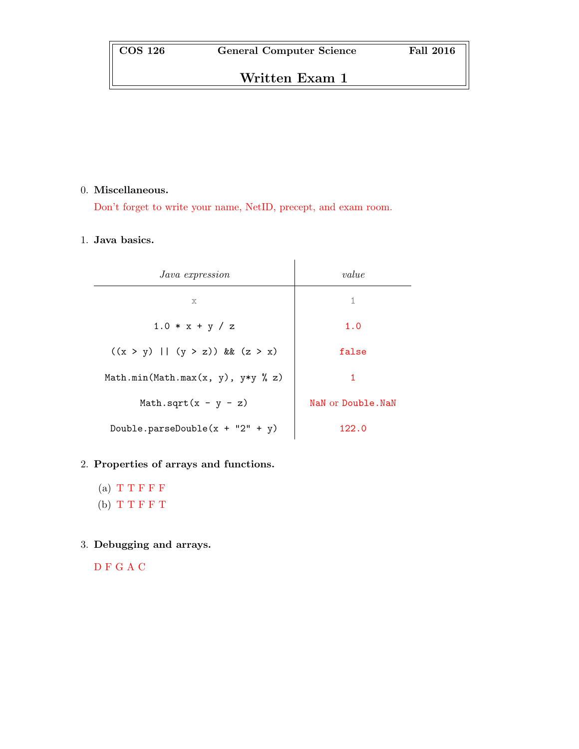| COS 126 | General Computer Science | Fall 2016 |
| --- | --- | --- |

# Written Exam 1

0. **Miscellaneous.**

   Don't forget to write your name, NetID, precept, and exam room.

1. **Java basics.**

| *Java expression* | *value* |
| --- | --- |
| `x` | `1` |
| `1.0 * x + y / z` | `1.0` |
| `((x > y) \|\| (y > z)) && (z > x)` | `false` |
| `Math.min(Math.max(x, y), y*y % z)` | `1` |
| `Math.sqrt(x - y - z)` | `NaN` or `Double.NaN` |
| `Double.parseDouble(x + "2" + y)` | `122.0` |

2. **Properties of arrays and functions.**

   (a) T T F F F

   (b) T T F F T

3. **Debugging and arrays.**

   D F G A C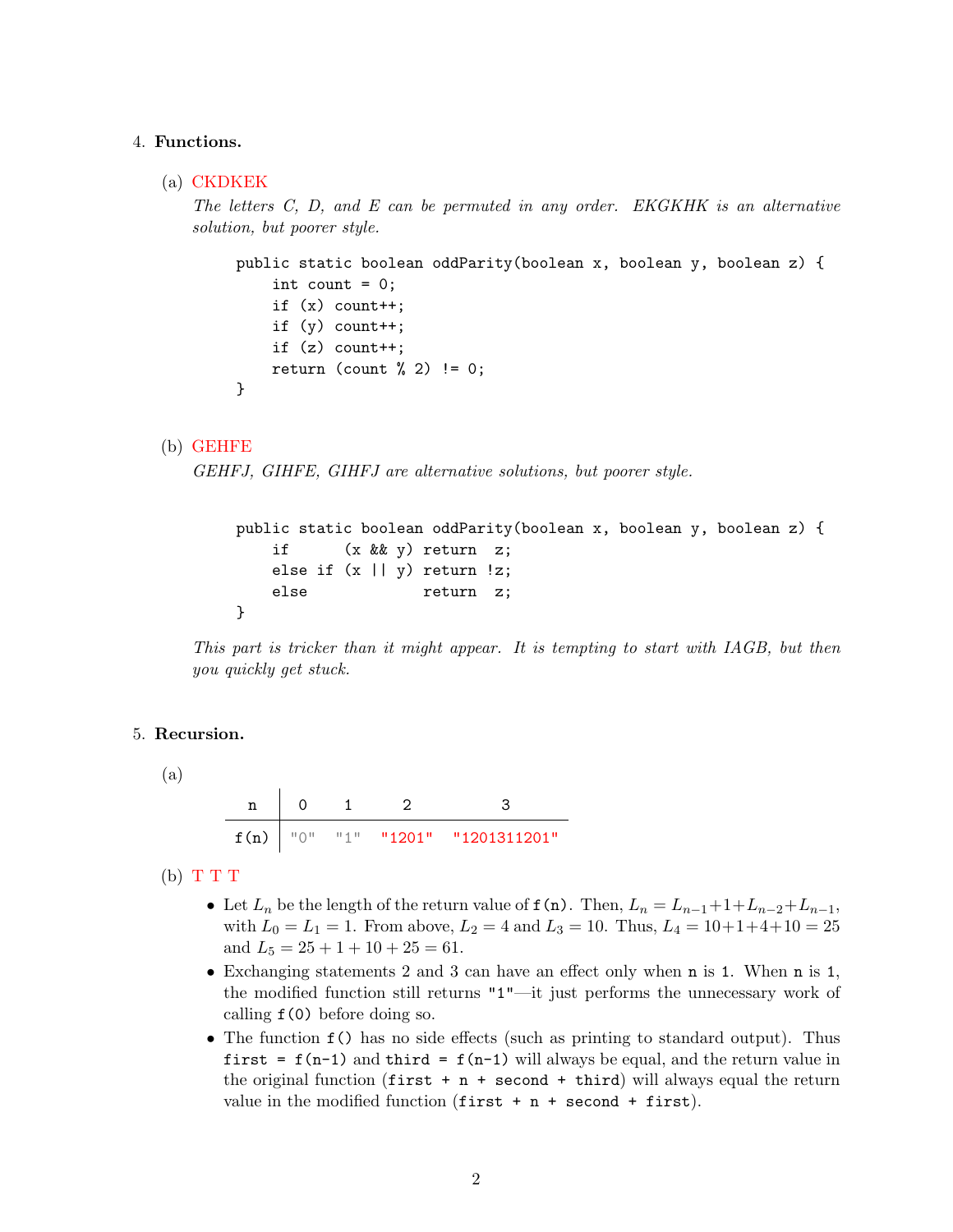4. **Functions.**

   (a) CKDKEK

   *The letters C, D, and E can be permuted in any order. EKGKHK is an alternative solution, but poorer style.*

```
public static boolean oddParity(boolean x, boolean y, boolean z) {
    int count = 0;
    if (x) count++;
    if (y) count++;
    if (z) count++;
    return (count % 2) != 0;
}
```

   (b) GEHFE

   *GEHFJ, GIHFE, GIHFJ are alternative solutions, but poorer style.*

```
public static boolean oddParity(boolean x, boolean y, boolean z) {
    if      (x && y) return  z;
    else if (x || y) return !z;
    else             return  z;
}
```

   *This part is tricker than it might appear. It is tempting to start with IAGB, but then you quickly get stuck.*

5. **Recursion.**

   (a)

| n | 0 | 1 | 2 | 3 |
|---|---|---|---|---|
| f(n) | "0" | "1" | "1201" | "1201311201" |

   (b) T T T

   - Let $L_n$ be the length of the return value of `f(n)`. Then, $L_n = L_{n-1} + 1 + L_{n-2} + L_{n-1}$, with $L_0 = L_1 = 1$. From above, $L_2 = 4$ and $L_3 = 10$. Thus, $L_4 = 10 + 1 + 4 + 10 = 25$ and $L_5 = 25 + 1 + 10 + 25 = 61$.
   - Exchanging statements 2 and 3 can have an effect only when `n` is `1`. When `n` is `1`, the modified function still returns `"1"`—it just performs the unnecessary work of calling `f(0)` before doing so.
   - The function `f()` has no side effects (such as printing to standard output). Thus `first = f(n-1)` and `third = f(n-1)` will always be equal, and the return value in the original function (`first + n + second + third`) will always equal the return value in the modified function (`first + n + second + first`).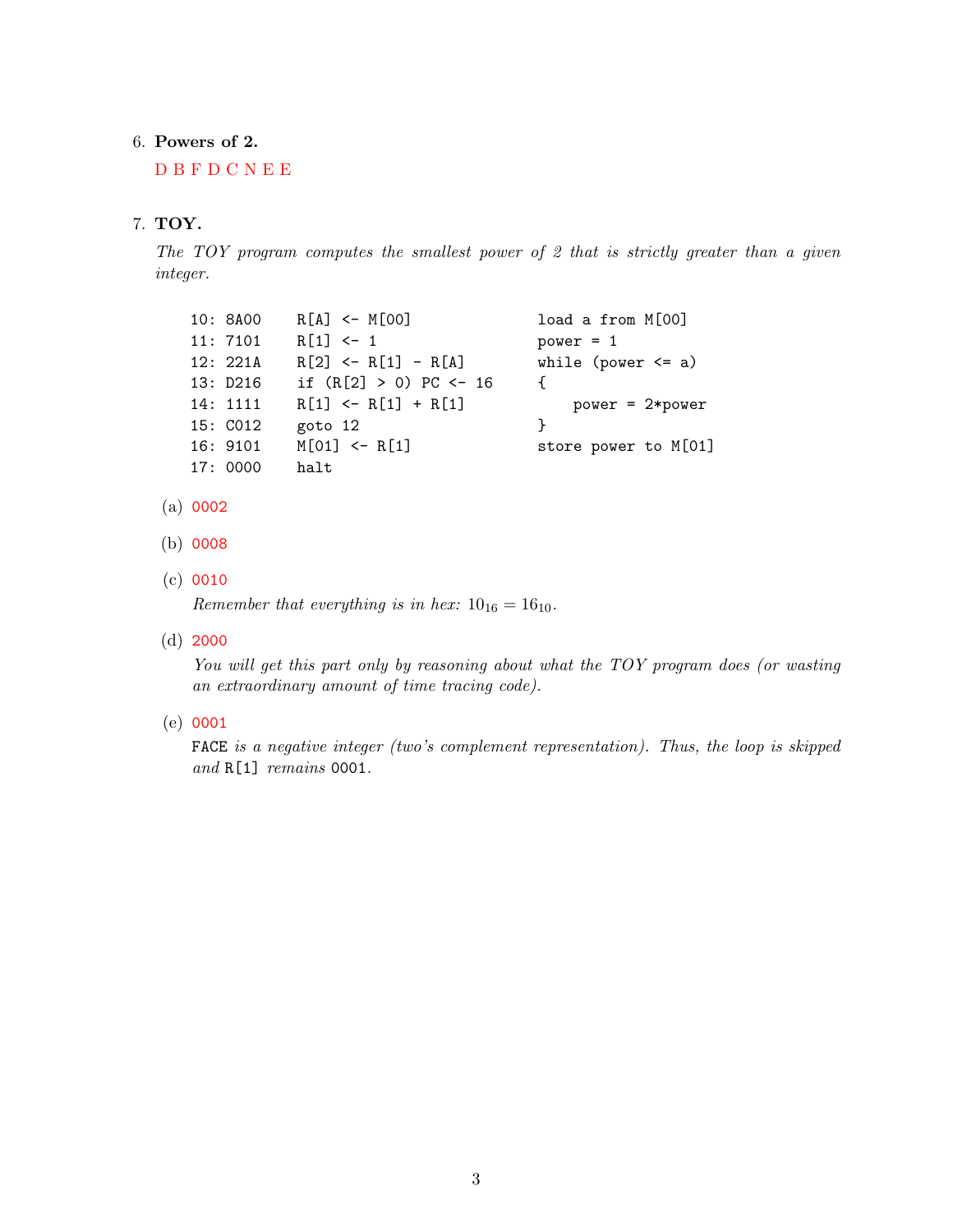6. **Powers of 2.**

   D B F D C N E E

7. **TOY.**

   *The TOY program computes the smallest power of 2 that is strictly greater than a given integer.*

```
10: 8A00    R[A] <- M[00]              load a from M[00]
11: 7101    R[1] <- 1                  power = 1
12: 221A    R[2] <- R[1] - R[A]        while (power <= a)
13: D216    if (R[2] > 0) PC <- 16     {
14: 1111    R[1] <- R[1] + R[1]            power = 2*power
15: C012    goto 12                    }
16: 9101    M[01] <- R[1]              store power to M[01]
17: 0000    halt
```

   (a) 0002

   (b) 0008

   (c) 0010

   *Remember that everything is in hex:* $10_{16} = 16_{10}$.

   (d) 2000

   *You will get this part only by reasoning about what the TOY program does (or wasting an extraordinary amount of time tracing code).*

   (e) 0001

   `FACE` *is a negative integer (two's complement representation). Thus, the loop is skipped and* `R[1]` *remains* `0001`.